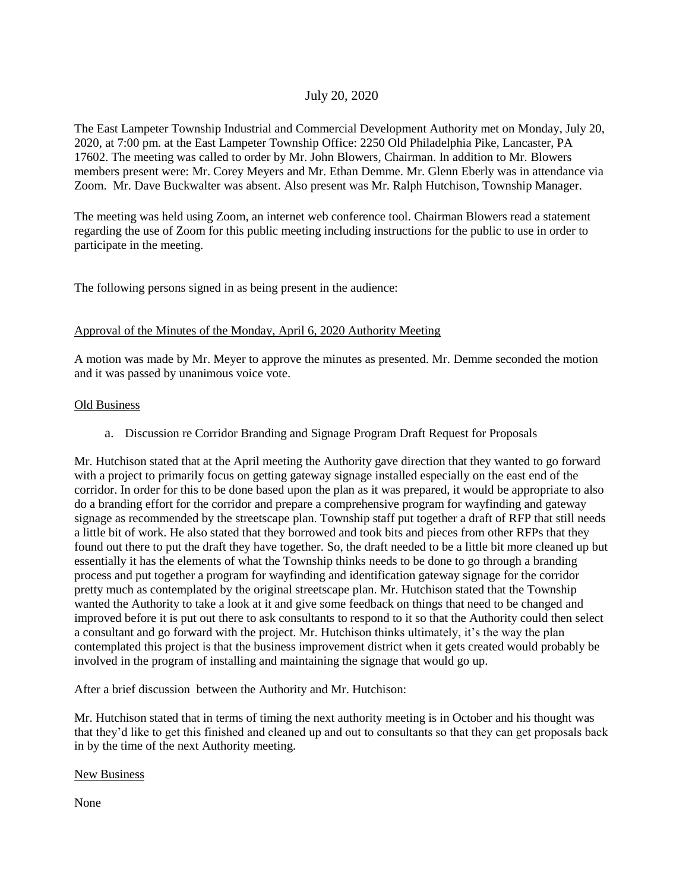July 20, 2020

The East Lampeter Township Industrial and Commercial Development Authority met on Monday, July 20, 2020, at 7:00 pm. at the East Lampeter Township Office: 2250 Old Philadelphia Pike, Lancaster, PA 17602. The meeting was called to order by Mr. John Blowers, Chairman. In addition to Mr. Blowers members present were: Mr. Corey Meyers and Mr. Ethan Demme. Mr. Glenn Eberly was in attendance via Zoom. Mr. Dave Buckwalter was absent. Also present was Mr. Ralph Hutchison, Township Manager.

The meeting was held using Zoom, an internet web conference tool. Chairman Blowers read a statement regarding the use of Zoom for this public meeting including instructions for the public to use in order to participate in the meeting.

The following persons signed in as being present in the audience:

<u>Approval of the Minutes of the Monday, April 6, 2020 Authority Meeting</u>

A motion was made by Mr. Meyer to approve the minutes as presented. Mr. Demme seconded the motion and it was passed by unanimous voice vote.

<u>Old Business</u>

a. Discussion re Corridor Branding and Signage Program Draft Request for Proposals

Mr. Hutchison stated that at the April meeting the Authority gave direction that they wanted to go forward with a project to primarily focus on getting gateway signage installed especially on the east end of the corridor. In order for this to be done based upon the plan as it was prepared, it would be appropriate to also do a branding effort for the corridor and prepare a comprehensive program for wayfinding and gateway signage as recommended by the streetscape plan. Township staff put together a draft of RFP that still needs a little bit of work. He also stated that they borrowed and took bits and pieces from other RFPs that they found out there to put the draft they have together. So, the draft needed to be a little bit more cleaned up but essentially it has the elements of what the Township thinks needs to be done to go through a branding process and put together a program for wayfinding and identification gateway signage for the corridor pretty much as contemplated by the original streetscape plan. Mr. Hutchison stated that the Township wanted the Authority to take a look at it and give some feedback on things that need to be changed and improved before it is put out there to ask consultants to respond to it so that the Authority could then select a consultant and go forward with the project. Mr. Hutchison thinks ultimately, it's the way the plan contemplated this project is that the business improvement district when it gets created would probably be involved in the program of installing and maintaining the signage that would go up.

After a brief discussion between the Authority and Mr. Hutchison:

Mr. Hutchison stated that in terms of timing the next authority meeting is in October and his thought was that they'd like to get this finished and cleaned up and out to consultants so that they can get proposals back in by the time of the next Authority meeting.

<u>New Business</u>

None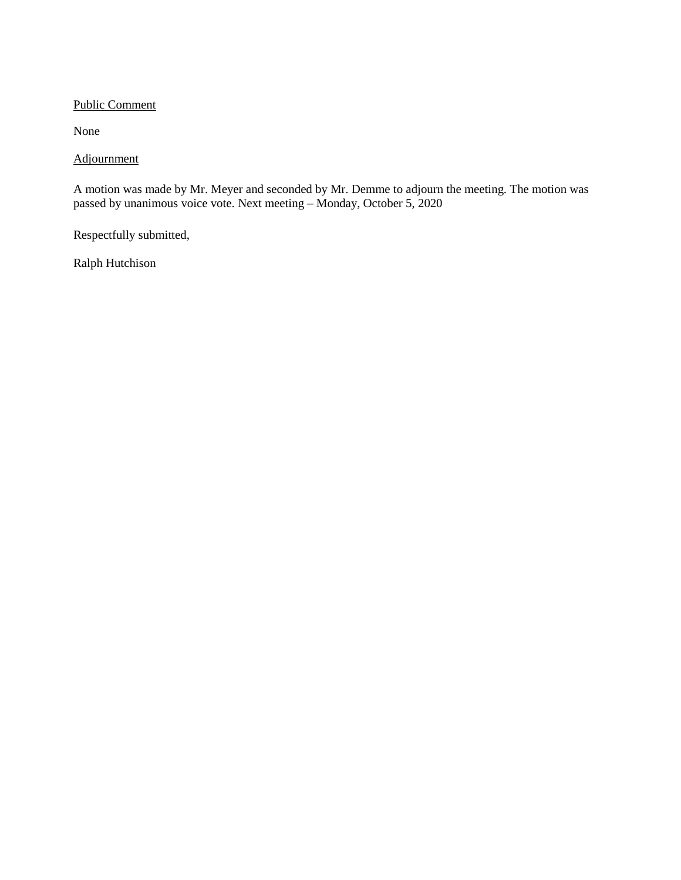Public Comment

None

Adjournment

A motion was made by Mr. Meyer and seconded by Mr. Demme to adjourn the meeting. The motion was passed by unanimous voice vote. Next meeting – Monday, October 5, 2020

Respectfully submitted,

Ralph Hutchison